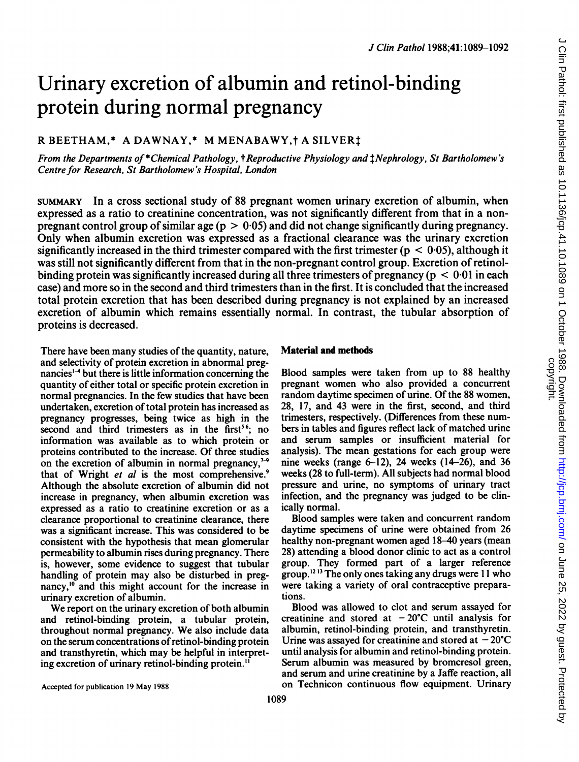# Urinary excretion of albumin and retinol-binding protein during normal pregnancy

R BEETHAM,* A DAWNAY,* M MENABAWY,† A SILVER‡

From the Departments of *Chemical Pathology, †Reproductive Physiology and ‡Nephrology, St Bartholomew's Centre for Research, St Bartholomew's Hospital, London

SUMMARY In a cross sectional study of 88 pregnant women urinary excretion of albumin, when expressed as a ratio to creatinine concentration, was not significantly different from that in a non-pregnant control group of similar age ($p > 0.05$) and did not change significantly during pregnancy. Only when albumin excretion was expressed as a fractional clearance was the urinary excretion significantly increased in the third trimester compared with the first trimester ($p < 0.05$), although it was still not significantly different from that in the non-pregnant control group. Excretion of retinol-binding protein was significantly increased during all three trimesters of pregnancy ($p < 0.01$ in each case) and more so in the second and third trimesters than in the first. It is concluded that the increased total protein excretion that has been described during pregnancy is not explained by an increased excretion of albumin which remains essentially normal. In contrast, the tubular absorption of proteins is decreased.

There have been many studies of the quantity, nature, and selectivity of protein excretion in abnormal pregnancies[1-4] but there is little information concerning the quantity of either total or specific protein excretion in normal pregnancies. In the few studies that have been undertaken, excretion of total protein has increased as pregnancy progresses, being twice as high in the second and third trimesters as in the first[5,6]; no information was available as to which protein or proteins contributed to the increase. Of three studies on the excretion of albumin in normal pregnancy,[7-9] that of Wright *et al* is the most comprehensive.[9] Although the absolute excretion of albumin did not increase in pregnancy, when albumin excretion was expressed as a ratio to creatinine excretion or as a clearance proportional to creatinine clearance, there was a significant increase. This was considered to be consistent with the hypothesis that mean glomerular permeability to albumin rises during pregnancy. There is, however, some evidence to suggest that tubular handling of protein may also be disturbed in pregnancy,[10] and this might account for the increase in urinary excretion of albumin.

We report on the urinary excretion of both albumin and retinol-binding protein, a tubular protein, throughout normal pregnancy. We also include data on the serum concentrations of retinol-binding protein and transthyretin, which may be helpful in interpreting excretion of urinary retinol-binding protein.[11]

Accepted for publication 19 May 1988

## Material and methods

Blood samples were taken from up to 88 healthy pregnant women who also provided a concurrent random daytime specimen of urine. Of the 88 women, 28, 17, and 43 were in the first, second, and third trimesters, respectively. (Differences from these numbers in tables and figures reflect lack of matched urine and serum samples or insufficient material for analysis). The mean gestations for each group were nine weeks (range 6–12), 24 weeks (14–26), and 36 weeks (28 to full-term). All subjects had normal blood pressure and urine, no symptoms of urinary tract infection, and the pregnancy was judged to be clinically normal.

Blood samples were taken and concurrent random daytime specimens of urine were obtained from 26 healthy non-pregnant women aged 18–40 years (mean 28) attending a blood donor clinic to act as a control group. They formed part of a larger reference group.[12,13] The only ones taking any drugs were 11 who were taking a variety of oral contraceptive preparations.

Blood was allowed to clot and serum assayed for creatinine and stored at $-20°C$ until analysis for albumin, retinol-binding protein, and transthyretin. Urine was assayed for creatinine and stored at $-20°C$ until analysis for albumin and retinol-binding protein. Serum albumin was measured by bromcresol green, and serum and urine creatinine by a Jaffe reaction, all on Technicon continuous flow equipment. Urinary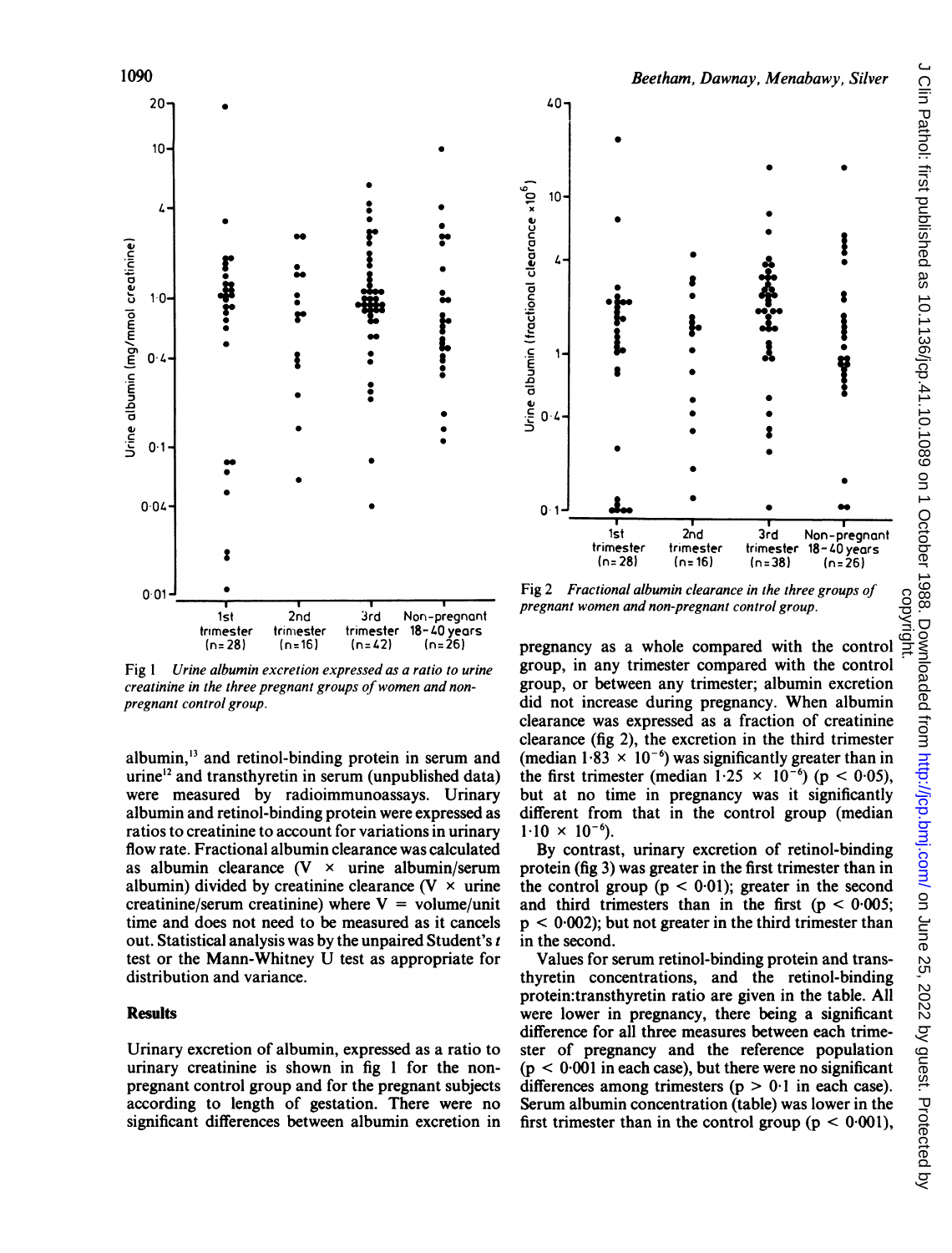Fig 1 *Urine albumin excretion expressed as a ratio to urine creatinine in the three pregnant groups of women and non-pregnant control group.*

albumin,[13] and retinol-binding protein in serum and urine[12] and transthyretin in serum (unpublished data) were measured by radioimmunoassays. Urinary albumin and retinol-binding protein were expressed as ratios to creatinine to account for variations in urinary flow rate. Fractional albumin clearance was calculated as albumin clearance (V × urine albumin/serum albumin) divided by creatinine clearance (V × urine creatinine/serum creatinine) where V = volume/unit time and does not need to be measured as it cancels out. Statistical analysis was by the unpaired Student's *t* test or the Mann-Whitney U test as appropriate for distribution and variance.

## Results

Urinary excretion of albumin, expressed as a ratio to urinary creatinine is shown in fig 1 for the non-pregnant control group and for the pregnant subjects according to length of gestation. There were no significant differences between albumin excretion in pregnancy as a whole compared with the control group, in any trimester compared with the control group, or between any trimester; albumin excretion did not increase during pregnancy. When albumin clearance was expressed as a fraction of creatinine clearance (fig 2), the excretion in the third trimester (median $1.83 \times 10^{-6}$) was significantly greater than in the first trimester (median $1.25 \times 10^{-6}$) ($p < 0.05$), but at no time in pregnancy was it significantly different from that in the control group (median $1.10 \times 10^{-6}$).

Fig 2 *Fractional albumin clearance in the three groups of pregnant women and non-pregnant control group.*

By contrast, urinary excretion of retinol-binding protein (fig 3) was greater in the first trimester than in the control group ($p < 0.01$); greater in the second and third trimesters than in the first ($p < 0.005$; $p < 0.002$); but not greater in the third trimester than in the second.

Values for serum retinol-binding protein and transthyretin concentrations, and the retinol-binding protein:transthyretin ratio are given in the table. All were lower in pregnancy, there being a significant difference for all three measures between each trimester of pregnancy and the reference population ($p < 0.001$ in each case), but there were no significant differences among trimesters ($p > 0.1$ in each case). Serum albumin concentration (table) was lower in the first trimester than in the control group ($p < 0.001$),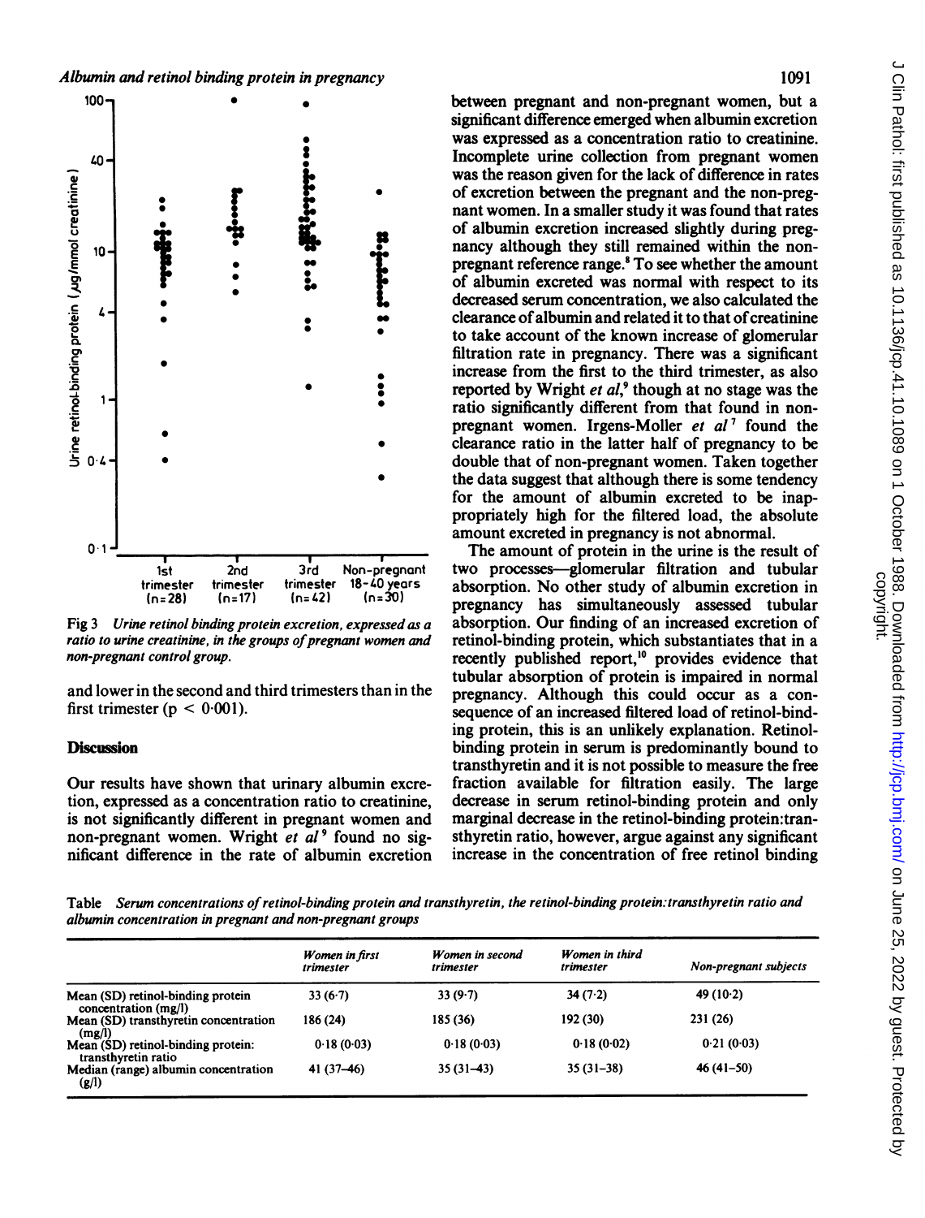Urine retinol-binding protein (μg/mmol creatinine)

100
40
10
4
1
0·4
0·1

1st trimester (n=28)
2nd trimester (n=17)
3rd trimester (n=42)
Non-pregnant 18–40 years (n=30)

Fig 3 *Urine retinol binding protein excretion, expressed as a ratio to urine creatinine, in the groups of pregnant women and non-pregnant control group.*

and lower in the second and third trimesters than in the first trimester ($p < 0{\cdot}001$).

## Discussion

Our results have shown that urinary albumin excretion, expressed as a concentration ratio to creatinine, is not significantly different in pregnant women and non-pregnant women. Wright *et al*[9] found no significant difference in the rate of albumin excretion between pregnant and non-pregnant women, but a significant difference emerged when albumin excretion was expressed as a concentration ratio to creatinine. Incomplete urine collection from pregnant women was the reason given for the lack of difference in rates of excretion between the pregnant and the non-pregnant women. In a smaller study it was found that rates of albumin excretion increased slightly during pregnancy although they still remained within the non-pregnant reference range.[8] To see whether the amount of albumin excreted was normal with respect to its decreased serum concentration, we also calculated the clearance of albumin and related it to that of creatinine to take account of the known increase of glomerular filtration rate in pregnancy. There was a significant increase from the first to the third trimester, as also reported by Wright *et al*,[9] though at no stage was the ratio significantly different from that found in non-pregnant women. Irgens-Moller *et al*[7] found the clearance ratio in the latter half of pregnancy to be double that of non-pregnant women. Taken together the data suggest that although there is some tendency for the amount of albumin excreted to be inappropriately high for the filtered load, the absolute amount excreted in pregnancy is not abnormal.

The amount of protein in the urine is the result of two processes—glomerular filtration and tubular absorption. No other study of albumin excretion in pregnancy has simultaneously assessed tubular absorption. Our finding of an increased excretion of retinol-binding protein, which substantiates that in a recently published report,[10] provides evidence that tubular absorption of protein is impaired in normal pregnancy. Although this could occur as a consequence of an increased filtered load of retinol-binding protein, this is an unlikely explanation. Retinol-binding protein in serum is predominantly bound to transthyretin and it is not possible to measure the free fraction available for filtration easily. The large decrease in serum retinol-binding protein and only marginal decrease in the retinol-binding protein:transthyretin ratio, however, argue against any significant increase in the concentration of free retinol binding

Table *Serum concentrations of retinol-binding protein and transthyretin, the retinol-binding protein:transthyretin ratio and albumin concentration in pregnant and non-pregnant groups*

| | *Women in first trimester* | *Women in second trimester* | *Women in third trimester* | *Non-pregnant subjects* |
|---|---|---|---|---|
| Mean (SD) retinol-binding protein concentration (mg/l) | 33 (6·7) | 33 (9·7) | 34 (7·2) | 49 (10·2) |
| Mean (SD) transthyretin concentration (mg/l) | 186 (24) | 185 (36) | 192 (30) | 231 (26) |
| Mean (SD) retinol-binding protein: transthyretin ratio | 0·18 (0·03) | 0·18 (0·03) | 0·18 (0·02) | 0·21 (0·03) |
| Median (range) albumin concentration (g/l) | 41 (37–46) | 35 (31–43) | 35 (31–38) | 46 (41–50) |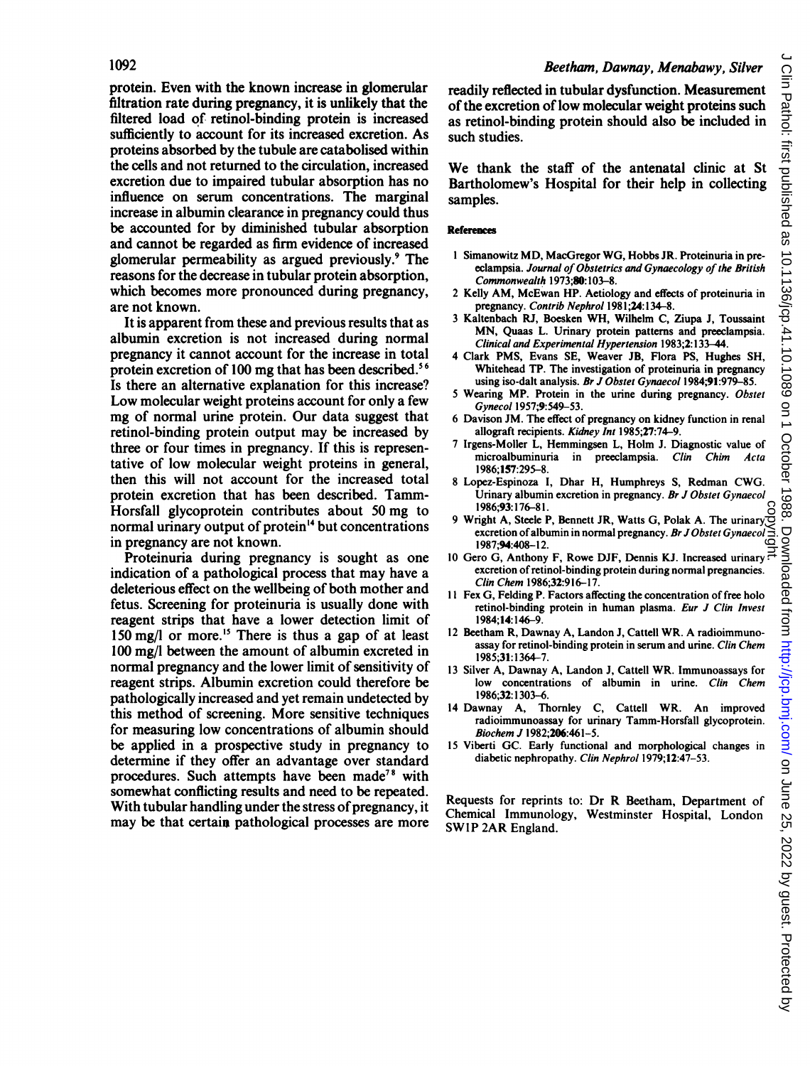protein. Even with the known increase in glomerular filtration rate during pregnancy, it is unlikely that the filtered load of retinol-binding protein is increased sufficiently to account for its increased excretion. As proteins absorbed by the tubule are catabolised within the cells and not returned to the circulation, increased excretion due to impaired tubular absorption has no influence on serum concentrations. The marginal increase in albumin clearance in pregnancy could thus be accounted for by diminished tubular absorption and cannot be regarded as firm evidence of increased glomerular permeability as argued previously.[9] The reasons for the decrease in tubular protein absorption, which becomes more pronounced during pregnancy, are not known.

It is apparent from these and previous results that as albumin excretion is not increased during normal pregnancy it cannot account for the increase in total protein excretion of 100 mg that has been described.[5 6] Is there an alternative explanation for this increase? Low molecular weight proteins account for only a few mg of normal urine protein. Our data suggest that retinol-binding protein output may be increased by three or four times in pregnancy. If this is representative of low molecular weight proteins in general, then this will not account for the increased total protein excretion that has been described. Tamm-Horsfall glycoprotein contributes about 50 mg to normal urinary output of protein[14] but concentrations in pregnancy are not known.

Proteinuria during pregnancy is sought as one indication of a pathological process that may have a deleterious effect on the wellbeing of both mother and fetus. Screening for proteinuria is usually done with reagent strips that have a lower detection limit of 150 mg/l or more.[15] There is thus a gap of at least 100 mg/l between the amount of albumin excreted in normal pregnancy and the lower limit of sensitivity of reagent strips. Albumin excretion could therefore be pathologically increased and yet remain undetected by this method of screening. More sensitive techniques for measuring low concentrations of albumin should be applied in a prospective study in pregnancy to determine if they offer an advantage over standard procedures. Such attempts have been made[7 8] with somewhat conflicting results and need to be repeated. With tubular handling under the stress of pregnancy, it may be that certain pathological processes are more readily reflected in tubular dysfunction. Measurement of the excretion of low molecular weight proteins such as retinol-binding protein should also be included in such studies.

We thank the staff of the antenatal clinic at St Bartholomew's Hospital for their help in collecting samples.

## References

1. Simanowitz MD, MacGregor WG, Hobbs JR. Proteinuria in pre-eclampsia. *Journal of Obstetrics and Gynaecology of the British Commonwealth* 1973;**80**:103–8.
2. Kelly AM, McEwan HP. Aetiology and effects of proteinuria in pregnancy. *Contrib Nephrol* 1981;**24**:134–8.
3. Kaltenbach RJ, Boesken WH, Wilhelm C, Ziupa J, Toussaint MN, Quaas L. Urinary protein patterns and preeclampsia. *Clinical and Experimental Hypertension* 1983;**2**:133–44.
4. Clark PMS, Evans SE, Weaver JB, Flora PS, Hughes SH, Whitehead TP. The investigation of proteinuria in pregnancy using iso-dalt analysis. *Br J Obstet Gynaecol* 1984;**91**:979–85.
5. Wearing MP. Protein in the urine during pregnancy. *Obstet Gynecol* 1957;**9**:549–53.
6. Davison JM. The effect of pregnancy on kidney function in renal allograft recipients. *Kidney Int* 1985;**27**:74–9.
7. Irgens-Moller L, Hemmingsen L, Holm J. Diagnostic value of microalbuminuria in preeclampsia. *Clin Chim Acta* 1986;**157**:295–8.
8. Lopez-Espinoza I, Dhar H, Humphreys S, Redman CWG. Urinary albumin excretion in pregnancy. *Br J Obstet Gynaecol* 1986;**93**:176–81.
9. Wright A, Steele P, Bennett JR, Watts G, Polak A. The urinary excretion of albumin in normal pregnancy. *Br J Obstet Gynaecol* 1987;**94**:408–12.
10. Gero G, Anthony F, Rowe DJF, Dennis KJ. Increased urinary excretion of retinol-binding protein during normal pregnancies. *Clin Chem* 1986;**32**:916–17.
11. Fex G, Felding P. Factors affecting the concentration of free holo retinol-binding protein in human plasma. *Eur J Clin Invest* 1984;**14**:146–9.
12. Beetham R, Dawnay A, Landon J, Cattell WR. A radioimmunoassay for retinol-binding protein in serum and urine. *Clin Chem* 1985;**31**:1364–7.
13. Silver A, Dawnay A, Landon J, Cattell WR. Immunoassays for low concentrations of albumin in urine. *Clin Chem* 1986;**32**:1303–6.
14. Dawnay A, Thornley C, Cattell WR. An improved radioimmunoassay for urinary Tamm-Horsfall glycoprotein. *Biochem J* 1982;**206**:461–5.
15. Viberti GC. Early functional and morphological changes in diabetic nephropathy. *Clin Nephrol* 1979;**12**:47–53.

Requests for reprints to: Dr R Beetham, Department of Chemical Immunology, Westminster Hospital, London SW1P 2AR England.